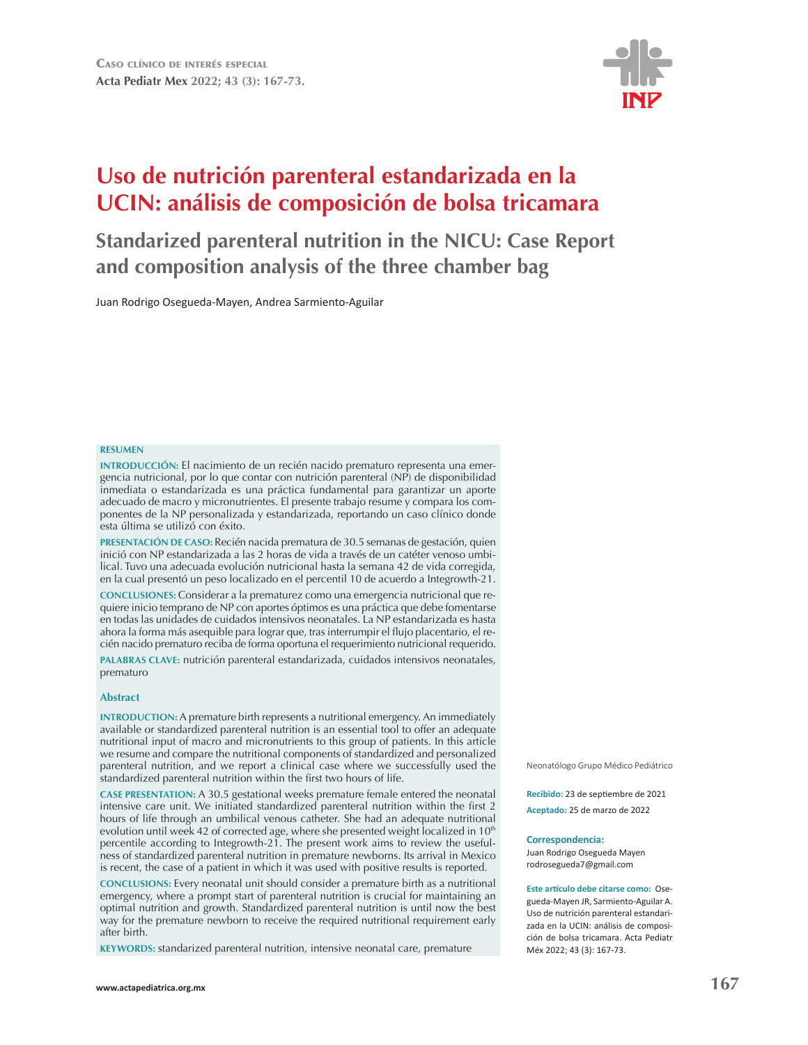Caso clínico de interés especial

# Uso de nutrición parenteral estandarizada en la UCIN: análisis de composición de bolsa tricamara

## Standarized parenteral nutrition in the NICU: Case Report and composition analysis of the three chamber bag

Juan Rodrigo Osegueda-Mayen, Andrea Sarmiento-Aguilar

### RESUMEN

**INTRODUCCIÓN:** El nacimiento de un recién nacido prematuro representa una emergencia nutricional, por lo que contar con nutrición parenteral (NP) de disponibilidad inmediata o estandarizada es una práctica fundamental para garantizar un aporte adecuado de macro y micronutrientes. El presente trabajo resume y compara los componentes de la NP personalizada y estandarizada, reportando un caso clínico donde esta última se utilizó con éxito.

**PRESENTACIÓN DE CASO:** Recién nacida prematura de 30.5 semanas de gestación, quien inició con NP estandarizada a las 2 horas de vida a través de un catéter venoso umbilical. Tuvo una adecuada evolución nutricional hasta la semana 42 de vida corregida, en la cual presentó un peso localizado en el percentil 10 de acuerdo a Integrowth-21.

**CONCLUSIONES:** Considerar a la prematurez como una emergencia nutricional que requiere inicio temprano de NP con aportes óptimos es una práctica que debe fomentarse en todas las unidades de cuidados intensivos neonatales. La NP estandarizada es hasta ahora la forma más asequible para lograr que, tras interrumpir el flujo placentario, el recién nacido prematuro reciba de forma oportuna el requerimiento nutricional requerido.

**PALABRAS CLAVE:** nutrición parenteral estandarizada, cuidados intensivos neonatales, prematuro

### Abstract

**INTRODUCTION:** A premature birth represents a nutritional emergency. An immediately available or standardized parenteral nutrition is an essential tool to offer an adequate nutritional input of macro and micronutrients to this group of patients. In this article we resume and compare the nutritional components of standardized and personalized parenteral nutrition, and we report a clinical case where we successfully used the standardized parenteral nutrition within the first two hours of life.

**CASE PRESENTATION:** A 30.5 gestational weeks premature female entered the neonatal intensive care unit. We initiated standardized parenteral nutrition within the first 2 hours of life through an umbilical venous catheter. She had an adequate nutritional evolution until week 42 of corrected age, where she presented weight localized in 10th percentile according to Integrowth-21. The present work aims to review the usefulness of standardized parenteral nutrition in premature newborns. Its arrival in Mexico is recent, the case of a patient in which it was used with positive results is reported.

**CONCLUSIONS:** Every neonatal unit should consider a premature birth as a nutritional emergency, where a prompt start of parenteral nutrition is crucial for maintaining an optimal nutrition and growth. Standardized parenteral nutrition is until now the best way for the premature newborn to receive the required nutritional requirement early after birth.

**KEYWORDS:** standarized parenteral nutrition, intensive neonatal care, premature

Neonatólogo Grupo Médico Pediátrico

**Recibido:** 23 de septiembre de 2021

**Aceptado:** 25 de marzo de 2022

**Correspondencia:**
Juan Rodrigo Osegueda Mayen
rodrosegueda7@gmail.com

**Este artículo debe citarse como:** Osegueda-Mayen JR, Sarmiento-Aguilar A. Uso de nutrición parenteral estandarizada en la UCIN: análisis de composición de bolsa tricamara. Acta Pediatr Méx 2022; 43 (3): 167-73.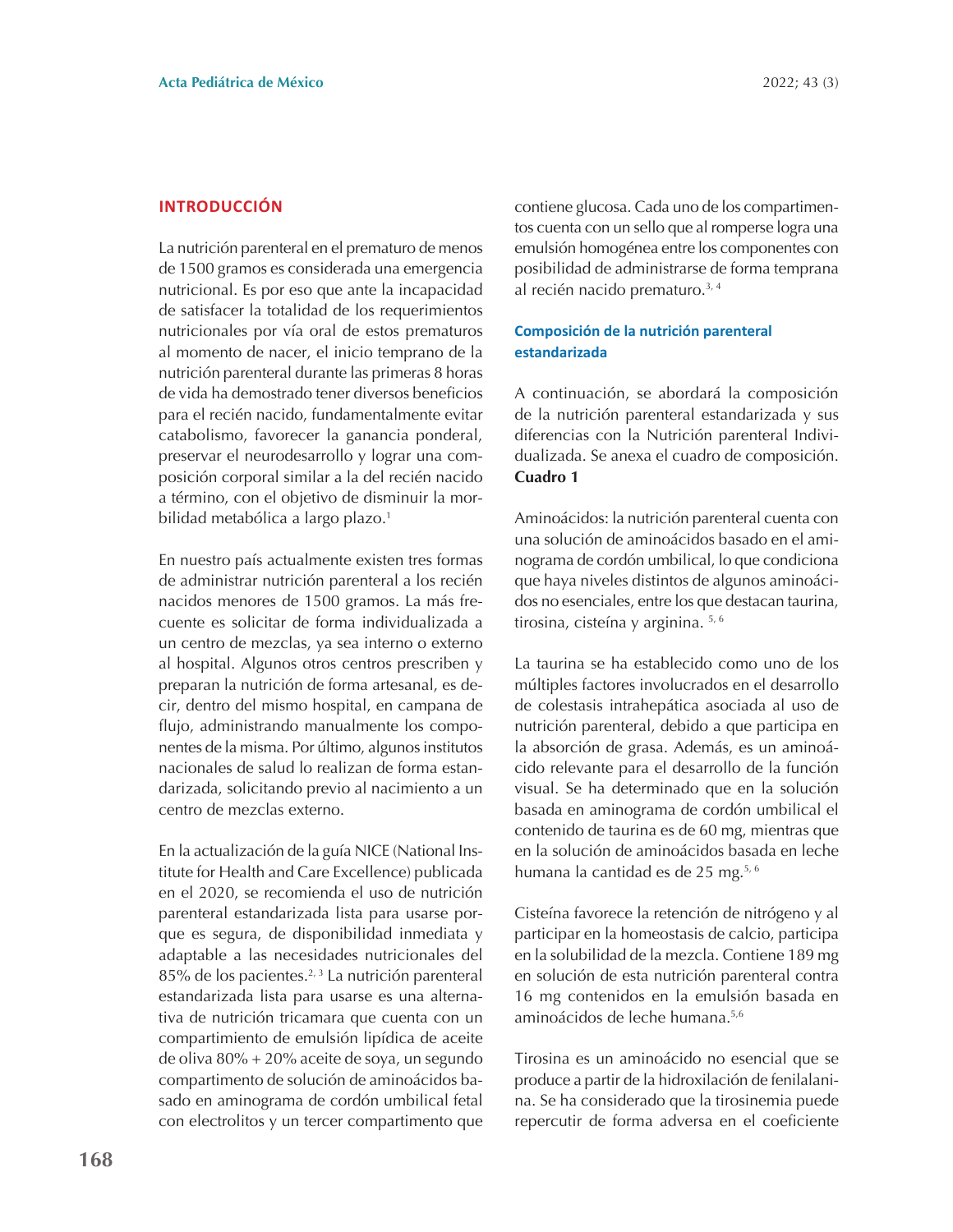## INTRODUCCIÓN

La nutrición parenteral en el prematuro de menos de 1500 gramos es considerada una emergencia nutricional. Es por eso que ante la incapacidad de satisfacer la totalidad de los requerimientos nutricionales por vía oral de estos prematuros al momento de nacer, el inicio temprano de la nutrición parenteral durante las primeras 8 horas de vida ha demostrado tener diversos beneficios para el recién nacido, fundamentalmente evitar catabolismo, favorecer la ganancia ponderal, preservar el neurodesarrollo y lograr una composición corporal similar a la del recién nacido a término, con el objetivo de disminuir la morbilidad metabólica a largo plazo.[1]

En nuestro país actualmente existen tres formas de administrar nutrición parenteral a los recién nacidos menores de 1500 gramos. La más frecuente es solicitar de forma individualizada a un centro de mezclas, ya sea interno o externo al hospital. Algunos otros centros prescriben y preparan la nutrición de forma artesanal, es decir, dentro del mismo hospital, en campana de flujo, administrando manualmente los componentes de la misma. Por último, algunos institutos nacionales de salud lo realizan de forma estandarizada, solicitando previo al nacimiento a un centro de mezclas externo.

En la actualización de la guía NICE (National Institute for Health and Care Excellence) publicada en el 2020, se recomienda el uso de nutrición parenteral estandarizada lista para usarse porque es segura, de disponibilidad inmediata y adaptable a las necesidades nutricionales del 85% de los pacientes.[2, 3] La nutrición parenteral estandarizada lista para usarse es una alternativa de nutrición tricamara que cuenta con un compartimiento de emulsión lipídica de aceite de oliva 80% + 20% aceite de soya, un segundo compartimento de solución de aminoácidos basado en aminograma de cordón umbilical fetal con electrolitos y un tercer compartimento que contiene glucosa. Cada uno de los compartimentos cuenta con un sello que al romperse logra una emulsión homogénea entre los componentes con posibilidad de administrarse de forma temprana al recién nacido prematuro.[3, 4]

### Composición de la nutrición parenteral estandarizada

A continuación, se abordará la composición de la nutrición parenteral estandarizada y sus diferencias con la Nutrición parenteral Individualizada. Se anexa el cuadro de composición. **Cuadro 1**

Aminoácidos: la nutrición parenteral cuenta con una solución de aminoácidos basado en el aminograma de cordón umbilical, lo que condiciona que haya niveles distintos de algunos aminoácidos no esenciales, entre los que destacan taurina, tirosina, cisteína y arginina. [5, 6]

La taurina se ha establecido como uno de los múltiples factores involucrados en el desarrollo de colestasis intrahepática asociada al uso de nutrición parenteral, debido a que participa en la absorción de grasa. Además, es un aminoácido relevante para el desarrollo de la función visual. Se ha determinado que en la solución basada en aminograma de cordón umbilical el contenido de taurina es de 60 mg, mientras que en la solución de aminoácidos basada en leche humana la cantidad es de 25 mg.[5, 6]

Cisteína favorece la retención de nitrógeno y al participar en la homeostasis de calcio, participa en la solubilidad de la mezcla. Contiene 189 mg en solución de esta nutrición parenteral contra 16 mg contenidos en la emulsión basada en aminoácidos de leche humana.[5,6]

Tirosina es un aminoácido no esencial que se produce a partir de la hidroxilación de fenilalanina. Se ha considerado que la tirosinemia puede repercutir de forma adversa en el coeficiente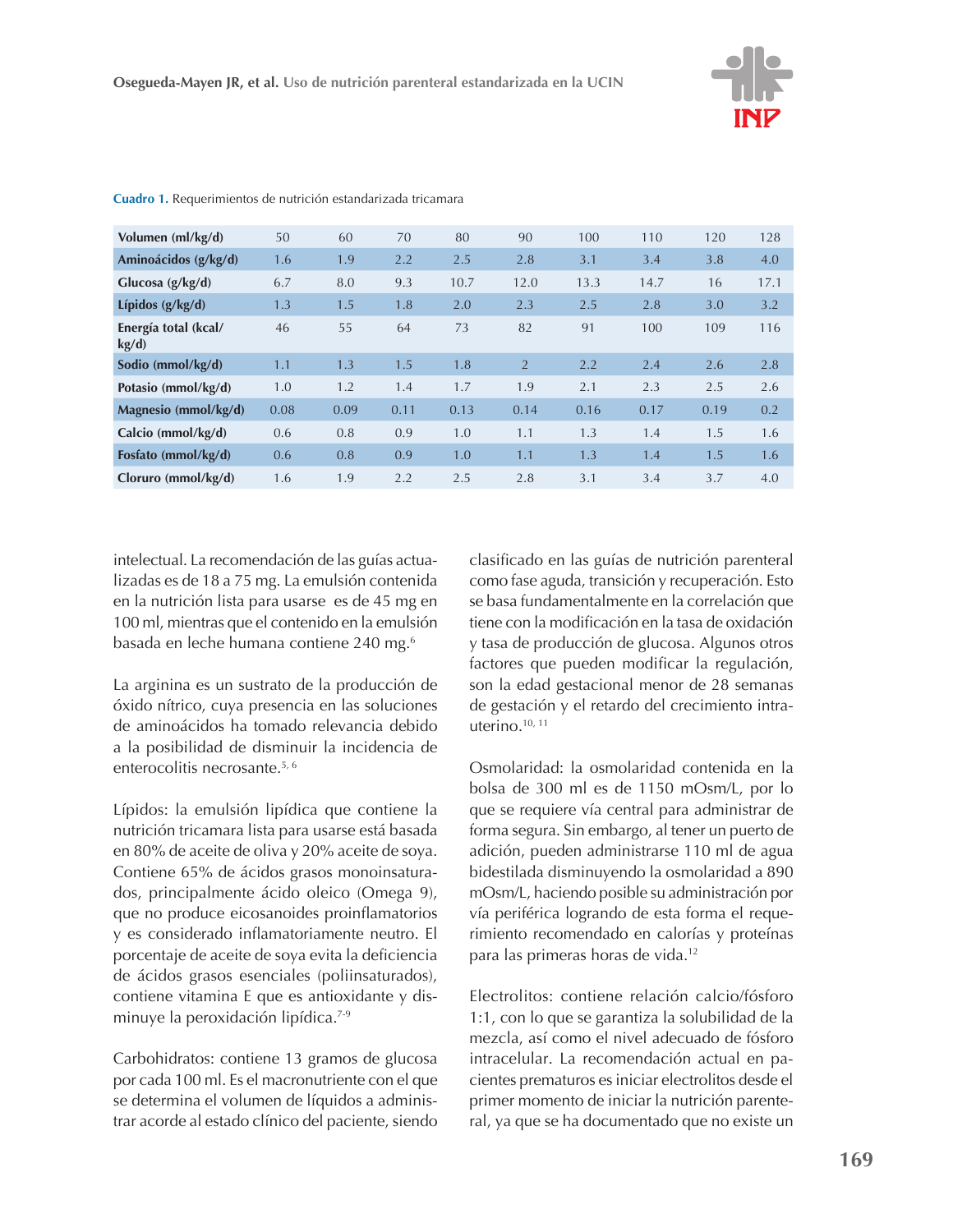**Cuadro 1.** Requerimientos de nutrición estandarizada tricamara

| **Volumen (ml/kg/d)** | 50 | 60 | 70 | 80 | 90 | 100 | 110 | 120 | 128 |
|---|---|---|---|---|---|---|---|---|---|
| **Aminoácidos (g/kg/d)** | 1.6 | 1.9 | 2.2 | 2.5 | 2.8 | 3.1 | 3.4 | 3.8 | 4.0 |
| **Glucosa (g/kg/d)** | 6.7 | 8.0 | 9.3 | 10.7 | 12.0 | 13.3 | 14.7 | 16 | 17.1 |
| **Lípidos (g/kg/d)** | 1.3 | 1.5 | 1.8 | 2.0 | 2.3 | 2.5 | 2.8 | 3.0 | 3.2 |
| **Energía total (kcal/kg/d)** | 46 | 55 | 64 | 73 | 82 | 91 | 100 | 109 | 116 |
| **Sodio (mmol/kg/d)** | 1.1 | 1.3 | 1.5 | 1.8 | 2 | 2.2 | 2.4 | 2.6 | 2.8 |
| **Potasio (mmol/kg/d)** | 1.0 | 1.2 | 1.4 | 1.7 | 1.9 | 2.1 | 2.3 | 2.5 | 2.6 |
| **Magnesio (mmol/kg/d)** | 0.08 | 0.09 | 0.11 | 0.13 | 0.14 | 0.16 | 0.17 | 0.19 | 0.2 |
| **Calcio (mmol/kg/d)** | 0.6 | 0.8 | 0.9 | 1.0 | 1.1 | 1.3 | 1.4 | 1.5 | 1.6 |
| **Fosfato (mmol/kg/d)** | 0.6 | 0.8 | 0.9 | 1.0 | 1.1 | 1.3 | 1.4 | 1.5 | 1.6 |
| **Cloruro (mmol/kg/d)** | 1.6 | 1.9 | 2.2 | 2.5 | 2.8 | 3.1 | 3.4 | 3.7 | 4.0 |

intelectual. La recomendación de las guías actualizadas es de 18 a 75 mg. La emulsión contenida en la nutrición lista para usarse es de 45 mg en 100 ml, mientras que el contenido en la emulsión basada en leche humana contiene 240 mg.[6]

La arginina es un sustrato de la producción de óxido nítrico, cuya presencia en las soluciones de aminoácidos ha tomado relevancia debido a la posibilidad de disminuir la incidencia de enterocolitis necrosante.[5, 6]

Lípidos: la emulsión lipídica que contiene la nutrición tricamara lista para usarse está basada en 80% de aceite de oliva y 20% aceite de soya. Contiene 65% de ácidos grasos monoinsaturados, principalmente ácido oleico (Omega 9), que no produce eicosanoides proinflamatorios y es considerado inflamatoriamente neutro. El porcentaje de aceite de soya evita la deficiencia de ácidos grasos esenciales (poliinsaturados), contiene vitamina E que es antioxidante y disminuye la peroxidación lipídica.[7-9]

Carbohidratos: contiene 13 gramos de glucosa por cada 100 ml. Es el macronutriente con el que se determina el volumen de líquidos a administrar acorde al estado clínico del paciente, siendo clasificado en las guías de nutrición parenteral como fase aguda, transición y recuperación. Esto se basa fundamentalmente en la correlación que tiene con la modificación en la tasa de oxidación y tasa de producción de glucosa. Algunos otros factores que pueden modificar la regulación, son la edad gestacional menor de 28 semanas de gestación y el retardo del crecimiento intrauterino.[10, 11]

Osmolaridad: la osmolaridad contenida en la bolsa de 300 ml es de 1150 mOsm/L, por lo que se requiere vía central para administrar de forma segura. Sin embargo, al tener un puerto de adición, pueden administrarse 110 ml de agua bidestilada disminuyendo la osmolaridad a 890 mOsm/L, haciendo posible su administración por vía periférica logrando de esta forma el requerimiento recomendado en calorías y proteínas para las primeras horas de vida.[12]

Electrolitos: contiene relación calcio/fósforo 1:1, con lo que se garantiza la solubilidad de la mezcla, así como el nivel adecuado de fósforo intracelular. La recomendación actual en pacientes prematuros es iniciar electrolitos desde el primer momento de iniciar la nutrición parenteral, ya que se ha documentado que no existe un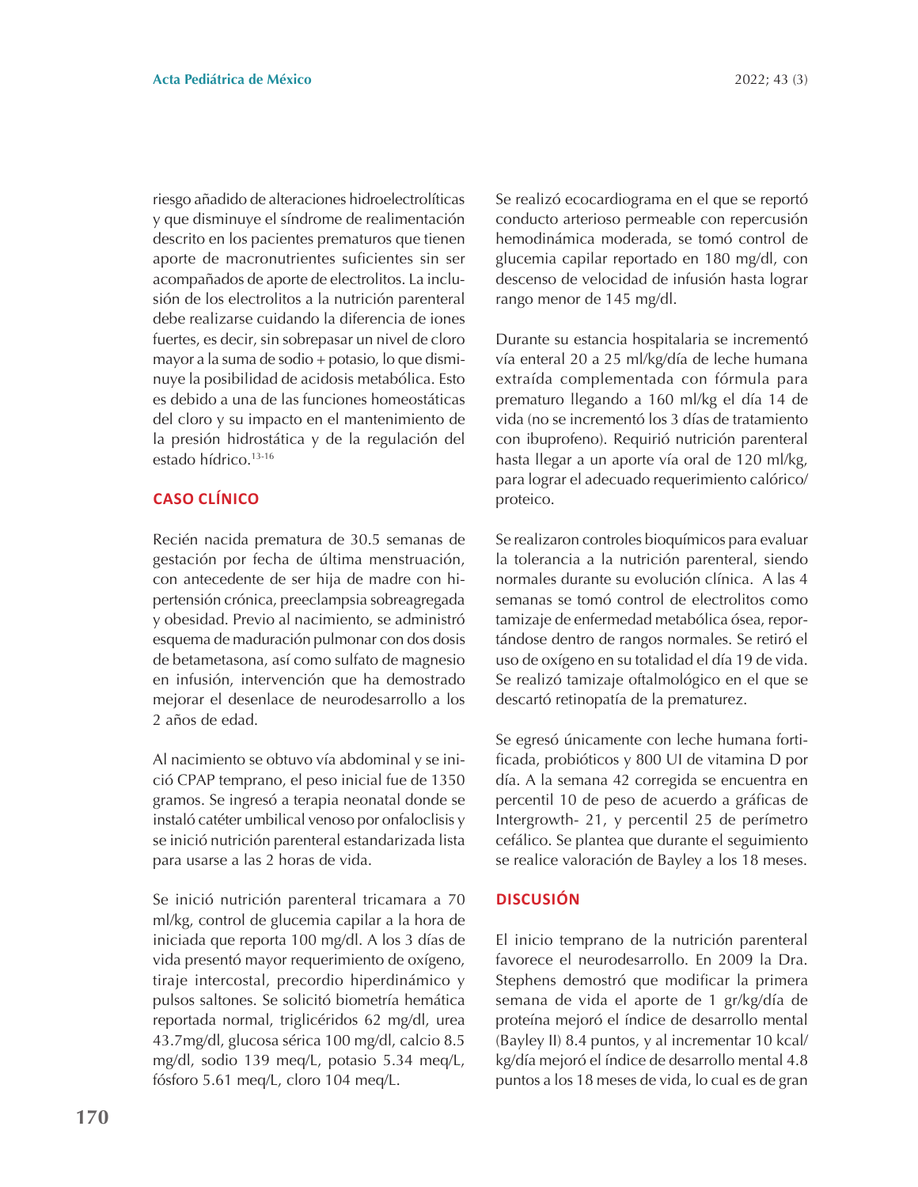riesgo añadido de alteraciones hidroelectrolíticas y que disminuye el síndrome de realimentación descrito en los pacientes prematuros que tienen aporte de macronutrientes suficientes sin ser acompañados de aporte de electrolitos. La inclusión de los electrolitos a la nutrición parenteral debe realizarse cuidando la diferencia de iones fuertes, es decir, sin sobrepasar un nivel de cloro mayor a la suma de sodio + potasio, lo que disminuye la posibilidad de acidosis metabólica. Esto es debido a una de las funciones homeostáticas del cloro y su impacto en el mantenimiento de la presión hidrostática y de la regulación del estado hídrico.[13-16]

## CASO CLÍNICO

Recién nacida prematura de 30.5 semanas de gestación por fecha de última menstruación, con antecedente de ser hija de madre con hipertensión crónica, preeclampsia sobreagregada y obesidad. Previo al nacimiento, se administró esquema de maduración pulmonar con dos dosis de betametasona, así como sulfato de magnesio en infusión, intervención que ha demostrado mejorar el desenlace de neurodesarrollo a los 2 años de edad.

Al nacimiento se obtuvo vía abdominal y se inició CPAP temprano, el peso inicial fue de 1350 gramos. Se ingresó a terapia neonatal donde se instaló catéter umbilical venoso por onfaloclisis y se inició nutrición parenteral estandarizada lista para usarse a las 2 horas de vida.

Se inició nutrición parenteral tricamara a 70 ml/kg, control de glucemia capilar a la hora de iniciada que reporta 100 mg/dl. A los 3 días de vida presentó mayor requerimiento de oxígeno, tiraje intercostal, precordio hiperdinámico y pulsos saltones. Se solicitó biometría hemática reportada normal, triglicéridos 62 mg/dl, urea 43.7mg/dl, glucosa sérica 100 mg/dl, calcio 8.5 mg/dl, sodio 139 meq/L, potasio 5.34 meq/L, fósforo 5.61 meq/L, cloro 104 meq/L.

Se realizó ecocardiograma en el que se reportó conducto arterioso permeable con repercusión hemodinámica moderada, se tomó control de glucemia capilar reportado en 180 mg/dl, con descenso de velocidad de infusión hasta lograr rango menor de 145 mg/dl.

Durante su estancia hospitalaria se incrementó vía enteral 20 a 25 ml/kg/día de leche humana extraída complementada con fórmula para prematuro llegando a 160 ml/kg el día 14 de vida (no se incrementó los 3 días de tratamiento con ibuprofeno). Requirió nutrición parenteral hasta llegar a un aporte vía oral de 120 ml/kg, para lograr el adecuado requerimiento calórico/proteico.

Se realizaron controles bioquímicos para evaluar la tolerancia a la nutrición parenteral, siendo normales durante su evolución clínica. A las 4 semanas se tomó control de electrolitos como tamizaje de enfermedad metabólica ósea, reportándose dentro de rangos normales. Se retiró el uso de oxígeno en su totalidad el día 19 de vida. Se realizó tamizaje oftalmológico en el que se descartó retinopatía de la prematurez.

Se egresó únicamente con leche humana fortificada, probióticos y 800 UI de vitamina D por día. A la semana 42 corregida se encuentra en percentil 10 de peso de acuerdo a gráficas de Intergrowth- 21, y percentil 25 de perímetro cefálico. Se plantea que durante el seguimiento se realice valoración de Bayley a los 18 meses.

## DISCUSIÓN

El inicio temprano de la nutrición parenteral favorece el neurodesarrollo. En 2009 la Dra. Stephens demostró que modificar la primera semana de vida el aporte de 1 gr/kg/día de proteína mejoró el índice de desarrollo mental (Bayley II) 8.4 puntos, y al incrementar 10 kcal/kg/día mejoró el índice de desarrollo mental 4.8 puntos a los 18 meses de vida, lo cual es de gran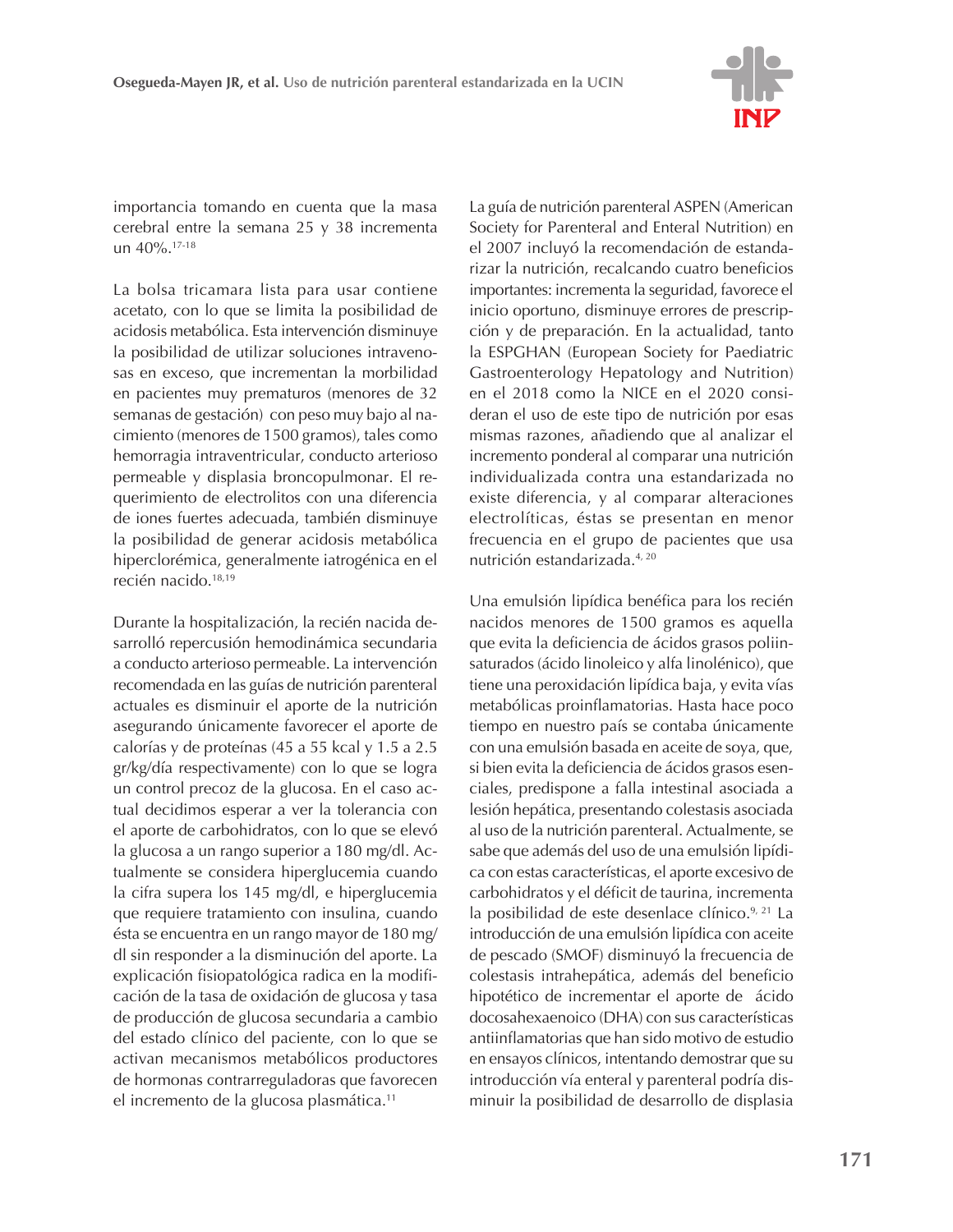importancia tomando en cuenta que la masa cerebral entre la semana 25 y 38 incrementa un 40%.[17-18]

La bolsa tricamara lista para usar contiene acetato, con lo que se limita la posibilidad de acidosis metabólica. Esta intervención disminuye la posibilidad de utilizar soluciones intravenosas en exceso, que incrementan la morbilidad en pacientes muy prematuros (menores de 32 semanas de gestación) con peso muy bajo al nacimiento (menores de 1500 gramos), tales como hemorragia intraventricular, conducto arterioso permeable y displasia broncopulmonar. El requerimiento de electrolitos con una diferencia de iones fuertes adecuada, también disminuye la posibilidad de generar acidosis metabólica hiperclorémica, generalmente iatrogénica en el recién nacido.[18,19]

Durante la hospitalización, la recién nacida desarrolló repercusión hemodinámica secundaria a conducto arterioso permeable. La intervención recomendada en las guías de nutrición parenteral actuales es disminuir el aporte de la nutrición asegurando únicamente favorecer el aporte de calorías y de proteínas (45 a 55 kcal y 1.5 a 2.5 gr/kg/día respectivamente) con lo que se logra un control precoz de la glucosa. En el caso actual decidimos esperar a ver la tolerancia con el aporte de carbohidratos, con lo que se elevó la glucosa a un rango superior a 180 mg/dl. Actualmente se considera hiperglucemia cuando la cifra supera los 145 mg/dl, e hiperglucemia que requiere tratamiento con insulina, cuando ésta se encuentra en un rango mayor de 180 mg/dl sin responder a la disminución del aporte. La explicación fisiopatológica radica en la modificación de la tasa de oxidación de glucosa y tasa de producción de glucosa secundaria a cambio del estado clínico del paciente, con lo que se activan mecanismos metabólicos productores de hormonas contrarreguladoras que favorecen el incremento de la glucosa plasmática.[11]

La guía de nutrición parenteral ASPEN (American Society for Parenteral and Enteral Nutrition) en el 2007 incluyó la recomendación de estandarizar la nutrición, recalcando cuatro beneficios importantes: incrementa la seguridad, favorece el inicio oportuno, disminuye errores de prescripción y de preparación. En la actualidad, tanto la ESPGHAN (European Society for Paediatric Gastroenterology Hepatology and Nutrition) en el 2018 como la NICE en el 2020 consideran el uso de este tipo de nutrición por esas mismas razones, añadiendo que al analizar el incremento ponderal al comparar una nutrición individualizada contra una estandarizada no existe diferencia, y al comparar alteraciones electrolíticas, éstas se presentan en menor frecuencia en el grupo de pacientes que usa nutrición estandarizada.[4, 20]

Una emulsión lipídica benéfica para los recién nacidos menores de 1500 gramos es aquella que evita la deficiencia de ácidos grasos poliinsaturados (ácido linoleico y alfa linolénico), que tiene una peroxidación lipídica baja, y evita vías metabólicas proinflamatorias. Hasta hace poco tiempo en nuestro país se contaba únicamente con una emulsión basada en aceite de soya, que, si bien evita la deficiencia de ácidos grasos esenciales, predispone a falla intestinal asociada a lesión hepática, presentando colestasis asociada al uso de la nutrición parenteral. Actualmente, se sabe que además del uso de una emulsión lipídica con estas características, el aporte excesivo de carbohidratos y el déficit de taurina, incrementa la posibilidad de este desenlace clínico.[9, 21] La introducción de una emulsión lipídica con aceite de pescado (SMOF) disminuyó la frecuencia de colestasis intrahepática, además del beneficio hipotético de incrementar el aporte de ácido docosahexaenoico (DHA) con sus características antiinflamatorias que han sido motivo de estudio en ensayos clínicos, intentando demostrar que su introducción vía enteral y parenteral podría disminuir la posibilidad de desarrollo de displasia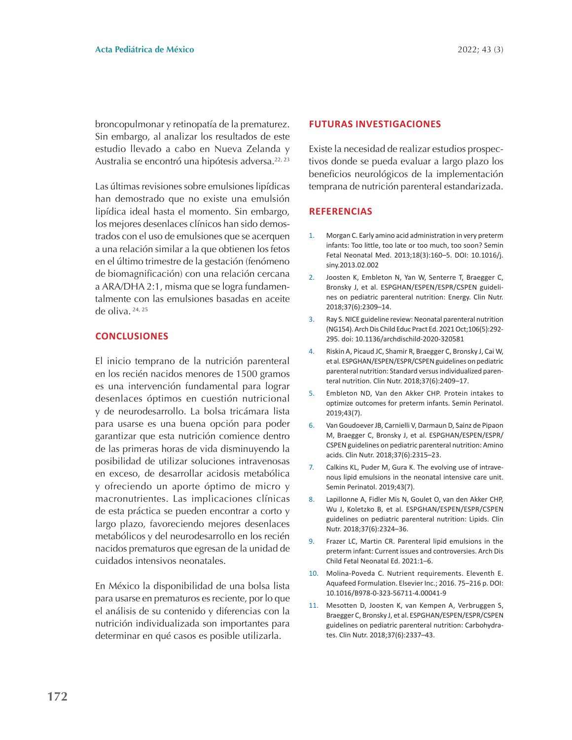broncopulmonar y retinopatía de la prematurez. Sin embargo, al analizar los resultados de este estudio llevado a cabo en Nueva Zelanda y Australia se encontró una hipótesis adversa.[22, 23]

Las últimas revisiones sobre emulsiones lipídicas han demostrado que no existe una emulsión lipídica ideal hasta el momento. Sin embargo, los mejores desenlaces clínicos han sido demostrados con el uso de emulsiones que se acerquen a una relación similar a la que obtienen los fetos en el último trimestre de la gestación (fenómeno de biomagnificación) con una relación cercana a ARA/DHA 2:1, misma que se logra fundamentalmente con las emulsiones basadas en aceite de oliva.[24, 25]

## CONCLUSIONES

El inicio temprano de la nutrición parenteral en los recién nacidos menores de 1500 gramos es una intervención fundamental para lograr desenlaces óptimos en cuestión nutricional y de neurodesarrollo. La bolsa tricámara lista para usarse es una buena opción para poder garantizar que esta nutrición comience dentro de las primeras horas de vida disminuyendo la posibilidad de utilizar soluciones intravenosas en exceso, de desarrollar acidosis metabólica y ofreciendo un aporte óptimo de micro y macronutrientes. Las implicaciones clínicas de esta práctica se pueden encontrar a corto y largo plazo, favoreciendo mejores desenlaces metabólicos y del neurodesarrollo en los recién nacidos prematuros que egresan de la unidad de cuidados intensivos neonatales.

En México la disponibilidad de una bolsa lista para usarse en prematuros es reciente, por lo que el análisis de su contenido y diferencias con la nutrición individualizada son importantes para determinar en qué casos es posible utilizarla.

## FUTURAS INVESTIGACIONES

Existe la necesidad de realizar estudios prospectivos donde se pueda evaluar a largo plazo los beneficios neurológicos de la implementación temprana de nutrición parenteral estandarizada.

## REFERENCIAS

1. Morgan C. Early amino acid administration in very preterm infants: Too little, too late or too much, too soon? Semin Fetal Neonatal Med. 2013;18(3):160–5. DOI: 10.1016/j.siny.2013.02.002
2. Joosten K, Embleton N, Yan W, Senterre T, Braegger C, Bronsky J, et al. ESPGHAN/ESPEN/ESPR/CSPEN guidelines on pediatric parenteral nutrition: Energy. Clin Nutr. 2018;37(6):2309–14.
3. Ray S. NICE guideline review: Neonatal parenteral nutrition (NG154). Arch Dis Child Educ Pract Ed. 2021 Oct;106(5):292-295. doi: 10.1136/archdischild-2020-320581
4. Riskin A, Picaud JC, Shamir R, Braegger C, Bronsky J, Cai W, et al. ESPGHAN/ESPEN/ESPR/CSPEN guidelines on pediatric parenteral nutrition: Standard versus individualized parenteral nutrition. Clin Nutr. 2018;37(6):2409–17.
5. Embleton ND, Van den Akker CHP. Protein intakes to optimize outcomes for preterm infants. Semin Perinatol. 2019;43(7).
6. Van Goudoever JB, Carnielli V, Darmaun D, Sainz de Pipaon M, Braegger C, Bronsky J, et al. ESPGHAN/ESPEN/ESPR/CSPEN guidelines on pediatric parenteral nutrition: Amino acids. Clin Nutr. 2018;37(6):2315–23.
7. Calkins KL, Puder M, Gura K. The evolving use of intravenous lipid emulsions in the neonatal intensive care unit. Semin Perinatol. 2019;43(7).
8. Lapillonne A, Fidler Mis N, Goulet O, van den Akker CHP, Wu J, Koletzko B, et al. ESPGHAN/ESPEN/ESPR/CSPEN guidelines on pediatric parenteral nutrition: Lipids. Clin Nutr. 2018;37(6):2324–36.
9. Frazer LC, Martin CR. Parenteral lipid emulsions in the preterm infant: Current issues and controversies. Arch Dis Child Fetal Neonatal Ed. 2021:1–6.
10. Molina-Poveda C. Nutrient requirements. Eleventh E. Aquafeed Formulation. Elsevier Inc.; 2016. 75–216 p. DOI: 10.1016/B978-0-323-56711-4.00041-9
11. Mesotten D, Joosten K, van Kempen A, Verbruggen S, Braegger C, Bronsky J, et al. ESPGHAN/ESPEN/ESPR/CSPEN guidelines on pediatric parenteral nutrition: Carbohydrates. Clin Nutr. 2018;37(6):2337–43.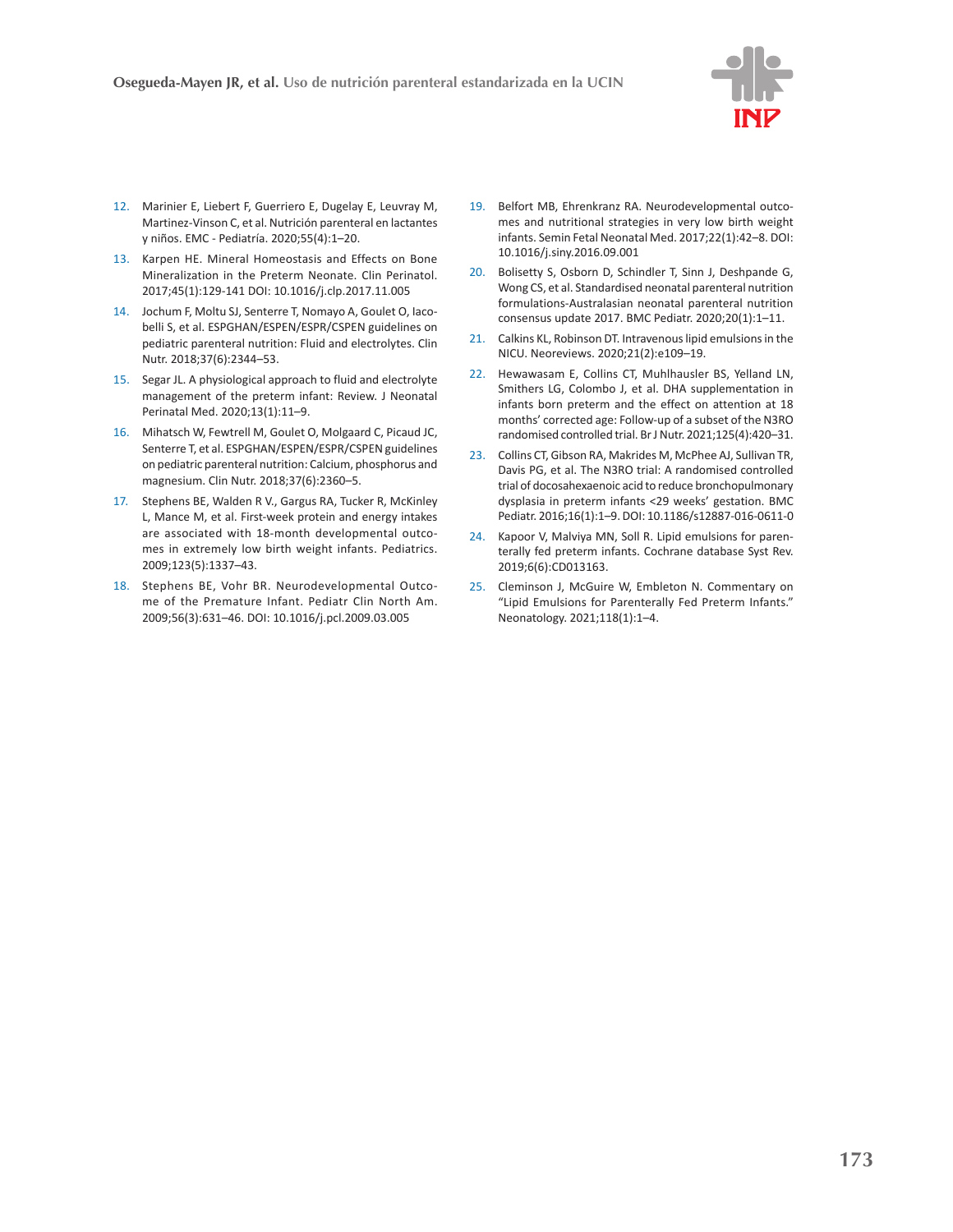12. Marinier E, Liebert F, Guerriero E, Dugelay E, Leuvray M, Martinez-Vinson C, et al. Nutrición parenteral en lactantes y niños. EMC - Pediatría. 2020;55(4):1–20.
13. Karpen HE. Mineral Homeostasis and Effects on Bone Mineralization in the Preterm Neonate. Clin Perinatol. 2017;45(1):129-141 DOI: 10.1016/j.clp.2017.11.005
14. Jochum F, Moltu SJ, Senterre T, Nomayo A, Goulet O, Iacobelli S, et al. ESPGHAN/ESPEN/ESPR/CSPEN guidelines on pediatric parenteral nutrition: Fluid and electrolytes. Clin Nutr. 2018;37(6):2344–53.
15. Segar JL. A physiological approach to fluid and electrolyte management of the preterm infant: Review. J Neonatal Perinatal Med. 2020;13(1):11–9.
16. Mihatsch W, Fewtrell M, Goulet O, Molgaard C, Picaud JC, Senterre T, et al. ESPGHAN/ESPEN/ESPR/CSPEN guidelines on pediatric parenteral nutrition: Calcium, phosphorus and magnesium. Clin Nutr. 2018;37(6):2360–5.
17. Stephens BE, Walden R V., Gargus RA, Tucker R, McKinley L, Mance M, et al. First-week protein and energy intakes are associated with 18-month developmental outcomes in extremely low birth weight infants. Pediatrics. 2009;123(5):1337–43.
18. Stephens BE, Vohr BR. Neurodevelopmental Outcome of the Premature Infant. Pediatr Clin North Am. 2009;56(3):631–46. DOI: 10.1016/j.pcl.2009.03.005
19. Belfort MB, Ehrenkranz RA. Neurodevelopmental outcomes and nutritional strategies in very low birth weight infants. Semin Fetal Neonatal Med. 2017;22(1):42–8. DOI: 10.1016/j.siny.2016.09.001
20. Bolisetty S, Osborn D, Schindler T, Sinn J, Deshpande G, Wong CS, et al. Standardised neonatal parenteral nutrition formulations-Australasian neonatal parenteral nutrition consensus update 2017. BMC Pediatr. 2020;20(1):1–11.
21. Calkins KL, Robinson DT. Intravenous lipid emulsions in the NICU. Neoreviews. 2020;21(2):e109–19.
22. Hewawasam E, Collins CT, Muhlhausler BS, Yelland LN, Smithers LG, Colombo J, et al. DHA supplementation in infants born preterm and the effect on attention at 18 months' corrected age: Follow-up of a subset of the N3RO randomised controlled trial. Br J Nutr. 2021;125(4):420–31.
23. Collins CT, Gibson RA, Makrides M, McPhee AJ, Sullivan TR, Davis PG, et al. The N3RO trial: A randomised controlled trial of docosahexaenoic acid to reduce bronchopulmonary dysplasia in preterm infants <29 weeks' gestation. BMC Pediatr. 2016;16(1):1–9. DOI: 10.1186/s12887-016-0611-0
24. Kapoor V, Malviya MN, Soll R. Lipid emulsions for parenterally fed preterm infants. Cochrane database Syst Rev. 2019;6(6):CD013163.
25. Cleminson J, McGuire W, Embleton N. Commentary on "Lipid Emulsions for Parenterally Fed Preterm Infants." Neonatology. 2021;118(1):1–4.